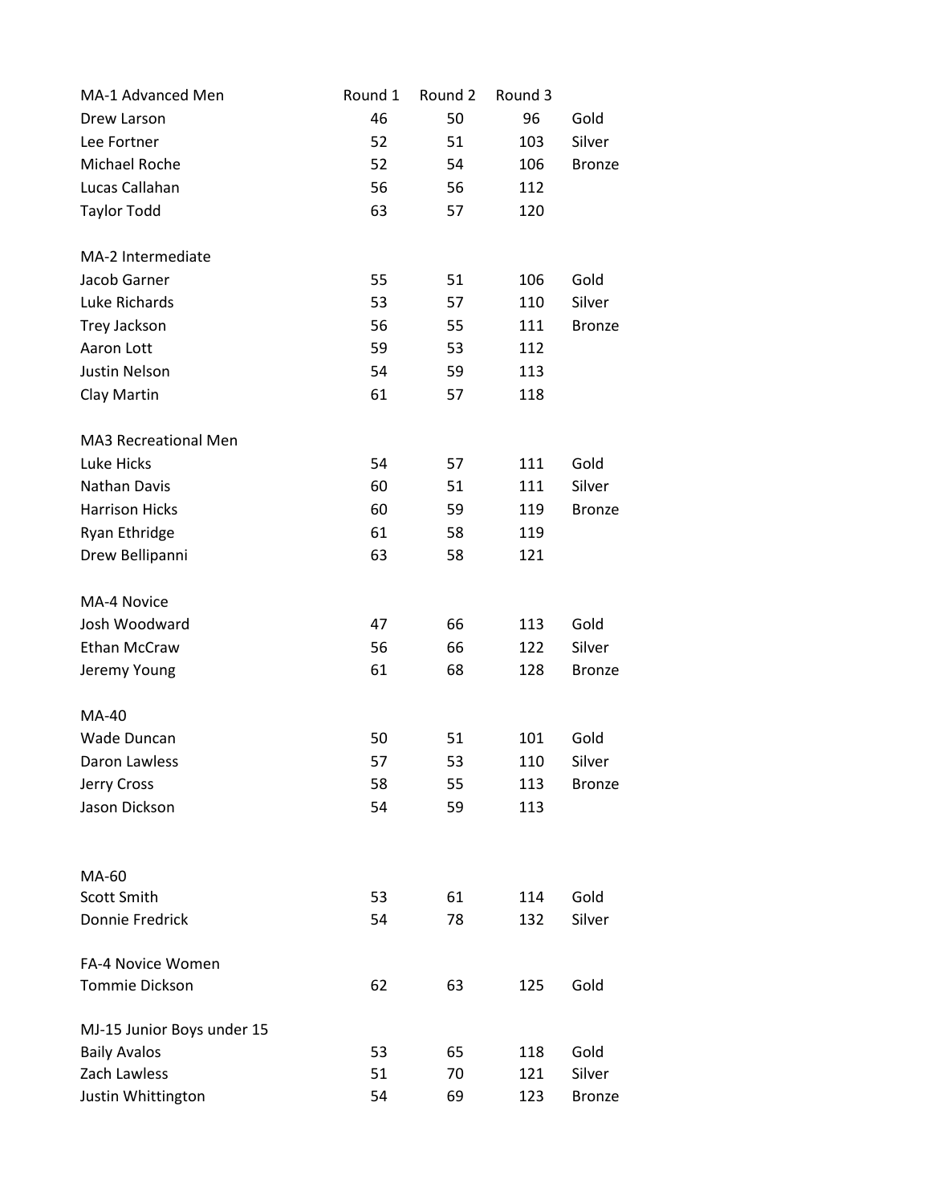| MA-1 Advanced Men | Round 1 | Round 2 | Round 3 | |
|---|---|---|---|---|
| Drew Larson | 46 | 50 | 96 | Gold |
| Lee Fortner | 52 | 51 | 103 | Silver |
| Michael Roche | 52 | 54 | 106 | Bronze |
| Lucas Callahan | 56 | 56 | 112 | |
| Taylor Todd | 63 | 57 | 120 | |
| | | | | |
| MA-2 Intermediate | | | | |
| Jacob Garner | 55 | 51 | 106 | Gold |
| Luke Richards | 53 | 57 | 110 | Silver |
| Trey Jackson | 56 | 55 | 111 | Bronze |
| Aaron Lott | 59 | 53 | 112 | |
| Justin Nelson | 54 | 59 | 113 | |
| Clay Martin | 61 | 57 | 118 | |
| | | | | |
| MA3 Recreational Men | | | | |
| Luke Hicks | 54 | 57 | 111 | Gold |
| Nathan Davis | 60 | 51 | 111 | Silver |
| Harrison Hicks | 60 | 59 | 119 | Bronze |
| Ryan Ethridge | 61 | 58 | 119 | |
| Drew Bellipanni | 63 | 58 | 121 | |
| | | | | |
| MA-4 Novice | | | | |
| Josh Woodward | 47 | 66 | 113 | Gold |
| Ethan McCraw | 56 | 66 | 122 | Silver |
| Jeremy Young | 61 | 68 | 128 | Bronze |
| | | | | |
| MA-40 | | | | |
| Wade Duncan | 50 | 51 | 101 | Gold |
| Daron Lawless | 57 | 53 | 110 | Silver |
| Jerry Cross | 58 | 55 | 113 | Bronze |
| Jason Dickson | 54 | 59 | 113 | |
| | | | | |
| MA-60 | | | | |
| Scott Smith | 53 | 61 | 114 | Gold |
| Donnie Fredrick | 54 | 78 | 132 | Silver |
| | | | | |
| FA-4 Novice Women | | | | |
| Tommie Dickson | 62 | 63 | 125 | Gold |
| | | | | |
| MJ-15 Junior Boys under 15 | | | | |
| Baily Avalos | 53 | 65 | 118 | Gold |
| Zach Lawless | 51 | 70 | 121 | Silver |
| Justin Whittington | 54 | 69 | 123 | Bronze |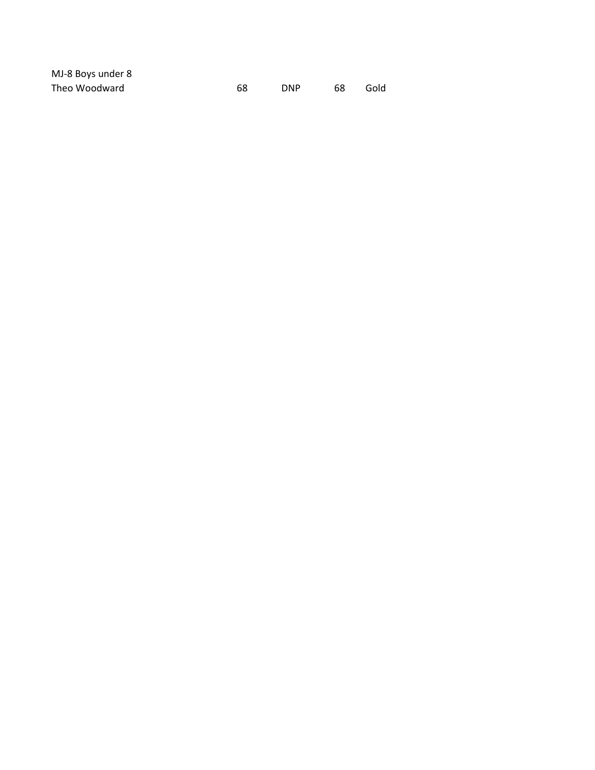MJ-8 Boys under 8

| | | | | |
|---|---|---|---|---|
| Theo Woodward | 68 | DNP | 68 | Gold |